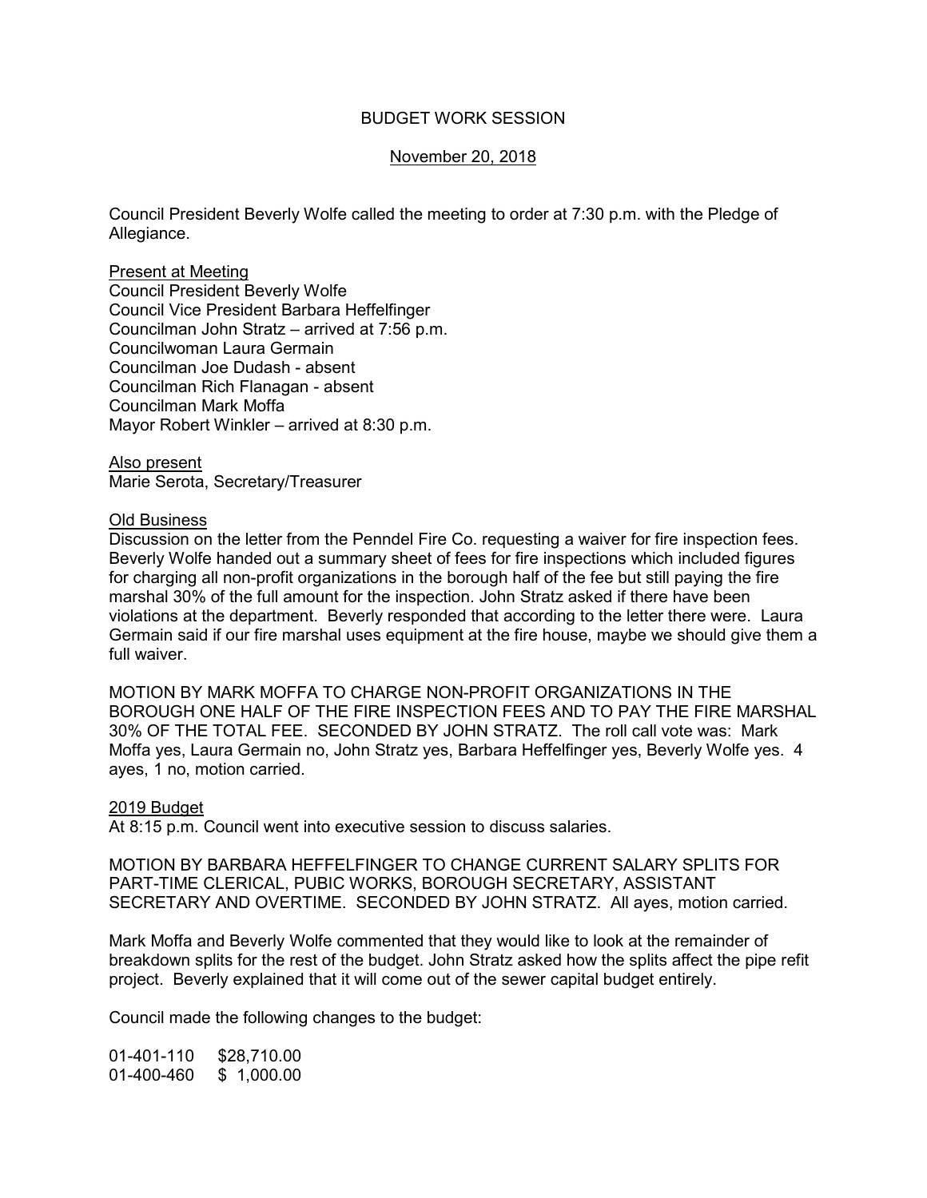# BUDGET WORK SESSION

## November 20, 2018

Council President Beverly Wolfe called the meeting to order at 7:30 p.m. with the Pledge of Allegiance.

Present at Meeting
Council President Beverly Wolfe
Council Vice President Barbara Heffelfinger
Councilman John Stratz – arrived at 7:56 p.m.
Councilwoman Laura Germain
Councilman Joe Dudash - absent
Councilman Rich Flanagan - absent
Councilman Mark Moffa
Mayor Robert Winkler – arrived at 8:30 p.m.

Also present
Marie Serota, Secretary/Treasurer

Old Business
Discussion on the letter from the Penndel Fire Co. requesting a waiver for fire inspection fees. Beverly Wolfe handed out a summary sheet of fees for fire inspections which included figures for charging all non-profit organizations in the borough half of the fee but still paying the fire marshal 30% of the full amount for the inspection. John Stratz asked if there have been violations at the department. Beverly responded that according to the letter there were. Laura Germain said if our fire marshal uses equipment at the fire house, maybe we should give them a full waiver.

MOTION BY MARK MOFFA TO CHARGE NON-PROFIT ORGANIZATIONS IN THE BOROUGH ONE HALF OF THE FIRE INSPECTION FEES AND TO PAY THE FIRE MARSHAL 30% OF THE TOTAL FEE. SECONDED BY JOHN STRATZ. The roll call vote was: Mark Moffa yes, Laura Germain no, John Stratz yes, Barbara Heffelfinger yes, Beverly Wolfe yes. 4 ayes, 1 no, motion carried.

2019 Budget
At 8:15 p.m. Council went into executive session to discuss salaries.

MOTION BY BARBARA HEFFELFINGER TO CHANGE CURRENT SALARY SPLITS FOR PART-TIME CLERICAL, PUBIC WORKS, BOROUGH SECRETARY, ASSISTANT SECRETARY AND OVERTIME. SECONDED BY JOHN STRATZ. All ayes, motion carried.

Mark Moffa and Beverly Wolfe commented that they would like to look at the remainder of breakdown splits for the rest of the budget. John Stratz asked how the splits affect the pipe refit project. Beverly explained that it will come out of the sewer capital budget entirely.

Council made the following changes to the budget:

01-401-110 $28,710.00
01-400-460 $ 1,000.00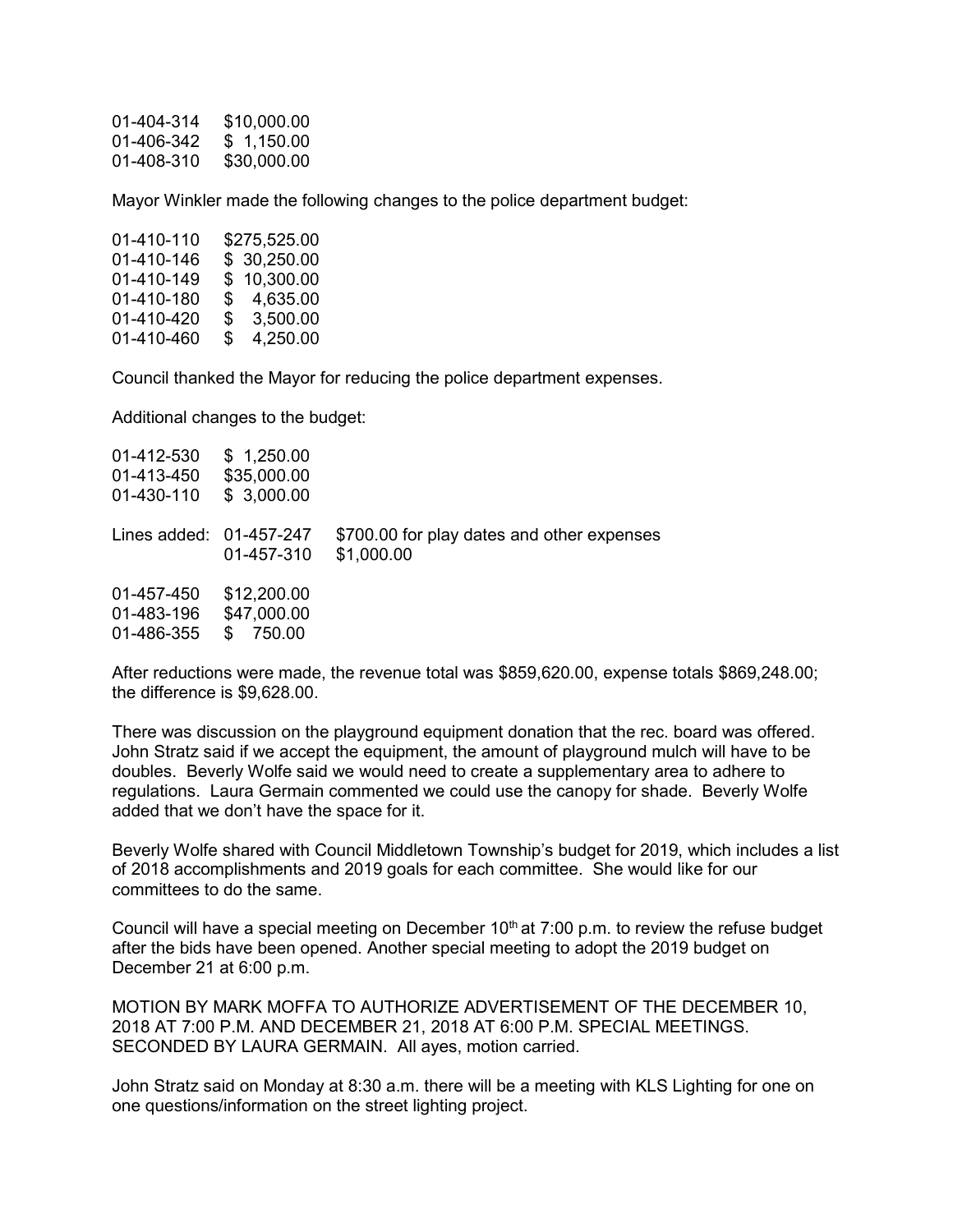| | |
|---|---|
| 01-404-314 | $10,000.00 |
| 01-406-342 | $ 1,150.00 |
| 01-408-310 | $30,000.00 |

Mayor Winkler made the following changes to the police department budget:

| | |
|---|---|
| 01-410-110 | $275,525.00 |
| 01-410-146 | $ 30,250.00 |
| 01-410-149 | $ 10,300.00 |
| 01-410-180 | $ 4,635.00 |
| 01-410-420 | $ 3,500.00 |
| 01-410-460 | $ 4,250.00 |

Council thanked the Mayor for reducing the police department expenses.

Additional changes to the budget:

| | | |
|---|---|---|
| 01-412-530 | $ 1,250.00 | |
| 01-413-450 | $35,000.00 | |
| 01-430-110 | $ 3,000.00 | |
| Lines added: | 01-457-247 | $700.00 for play dates and other expenses |
| | 01-457-310 | $1,000.00 |
| 01-457-450 | $12,200.00 | |
| 01-483-196 | $47,000.00 | |
| 01-486-355 | $ 750.00 | |

After reductions were made, the revenue total was $859,620.00, expense totals $869,248.00; the difference is $9,628.00.

There was discussion on the playground equipment donation that the rec. board was offered. John Stratz said if we accept the equipment, the amount of playground mulch will have to be doubles. Beverly Wolfe said we would need to create a supplementary area to adhere to regulations. Laura Germain commented we could use the canopy for shade. Beverly Wolfe added that we don't have the space for it.

Beverly Wolfe shared with Council Middletown Township's budget for 2019, which includes a list of 2018 accomplishments and 2019 goals for each committee. She would like for our committees to do the same.

Council will have a special meeting on December 10th at 7:00 p.m. to review the refuse budget after the bids have been opened. Another special meeting to adopt the 2019 budget on December 21 at 6:00 p.m.

MOTION BY MARK MOFFA TO AUTHORIZE ADVERTISEMENT OF THE DECEMBER 10, 2018 AT 7:00 P.M. AND DECEMBER 21, 2018 AT 6:00 P.M. SPECIAL MEETINGS. SECONDED BY LAURA GERMAIN. All ayes, motion carried.

John Stratz said on Monday at 8:30 a.m. there will be a meeting with KLS Lighting for one on one questions/information on the street lighting project.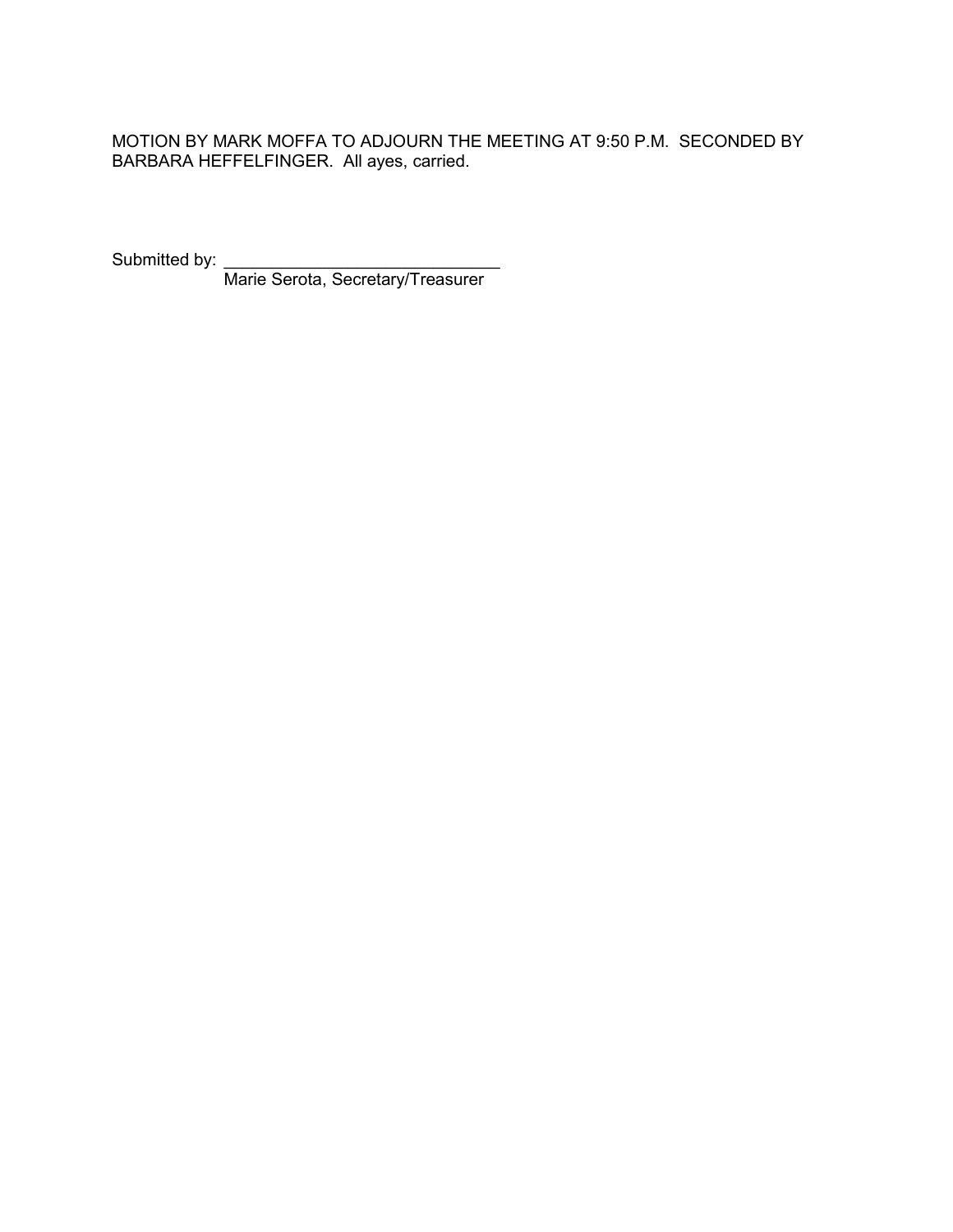MOTION BY MARK MOFFA TO ADJOURN THE MEETING AT 9:50 P.M. SECONDED BY BARBARA HEFFELFINGER. All ayes, carried.

Submitted by: ______________________________
Marie Serota, Secretary/Treasurer